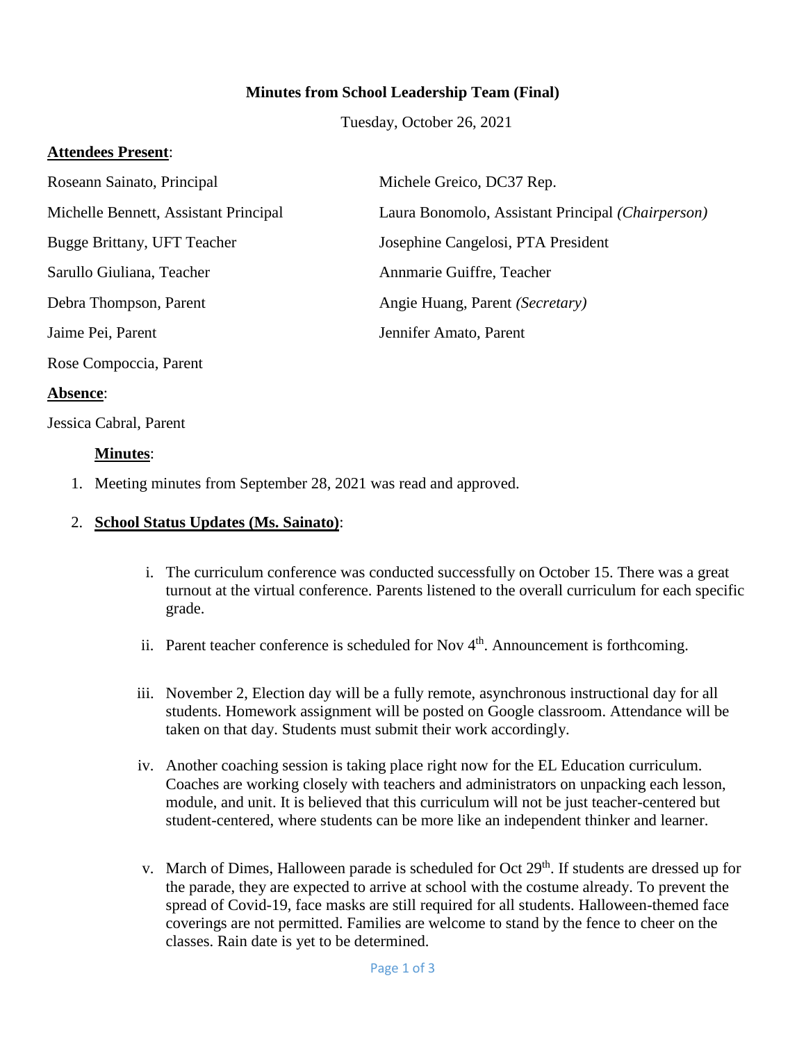**Minutes from School Leadership Team (Final)**

Tuesday, October 26, 2021

**Attendees Present**:

Roseann Sainato, Principal

Michelle Bennett, Assistant Principal

Bugge Brittany, UFT Teacher

Sarullo Giuliana, Teacher

Debra Thompson, Parent

Jaime Pei, Parent

Rose Compoccia, Parent

Michele Greico, DC37 Rep.

Laura Bonomolo, Assistant Principal *(Chairperson)*

Josephine Cangelosi, PTA President

Annmarie Guiffre, Teacher

Angie Huang, Parent *(Secretary)*

Jennifer Amato, Parent

**Absence**:

Jessica Cabral, Parent

**Minutes**:

1. Meeting minutes from September 28, 2021 was read and approved.

2. **School Status Updates (Ms. Sainato)**:

   i. The curriculum conference was conducted successfully on October 15. There was a great turnout at the virtual conference. Parents listened to the overall curriculum for each specific grade.

   ii. Parent teacher conference is scheduled for Nov 4th. Announcement is forthcoming.

   iii. November 2, Election day will be a fully remote, asynchronous instructional day for all students. Homework assignment will be posted on Google classroom. Attendance will be taken on that day. Students must submit their work accordingly.

   iv. Another coaching session is taking place right now for the EL Education curriculum. Coaches are working closely with teachers and administrators on unpacking each lesson, module, and unit. It is believed that this curriculum will not be just teacher-centered but student-centered, where students can be more like an independent thinker and learner.

   v. March of Dimes, Halloween parade is scheduled for Oct 29th. If students are dressed up for the parade, they are expected to arrive at school with the costume already. To prevent the spread of Covid-19, face masks are still required for all students. Halloween-themed face coverings are not permitted. Families are welcome to stand by the fence to cheer on the classes. Rain date is yet to be determined.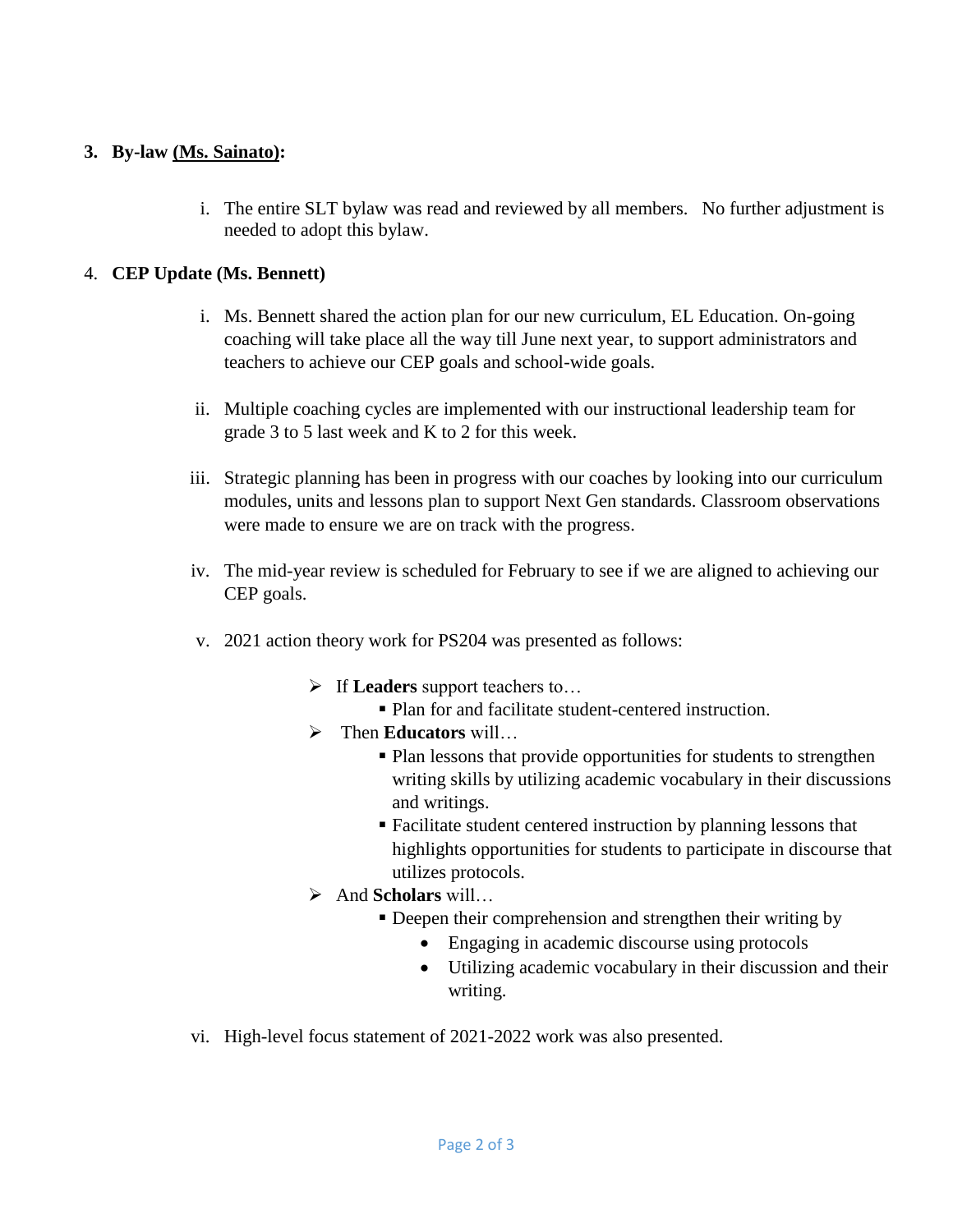3. **By-law (Ms. Sainato):**

   i. The entire SLT bylaw was read and reviewed by all members. No further adjustment is needed to adopt this bylaw.

4. **CEP Update (Ms. Bennett)**

   i. Ms. Bennett shared the action plan for our new curriculum, EL Education. On-going coaching will take place all the way till June next year, to support administrators and teachers to achieve our CEP goals and school-wide goals.

   ii. Multiple coaching cycles are implemented with our instructional leadership team for grade 3 to 5 last week and K to 2 for this week.

   iii. Strategic planning has been in progress with our coaches by looking into our curriculum modules, units and lessons plan to support Next Gen standards. Classroom observations were made to ensure we are on track with the progress.

   iv. The mid-year review is scheduled for February to see if we are aligned to achieving our CEP goals.

   v. 2021 action theory work for PS204 was presented as follows:

      - If **Leaders** support teachers to…
        - Plan for and facilitate student-centered instruction.
      - Then **Educators** will…
        - Plan lessons that provide opportunities for students to strengthen writing skills by utilizing academic vocabulary in their discussions and writings.
        - Facilitate student centered instruction by planning lessons that highlights opportunities for students to participate in discourse that utilizes protocols.
      - And **Scholars** will…
        - Deepen their comprehension and strengthen their writing by
          - Engaging in academic discourse using protocols
          - Utilizing academic vocabulary in their discussion and their writing.

   vi. High-level focus statement of 2021-2022 work was also presented.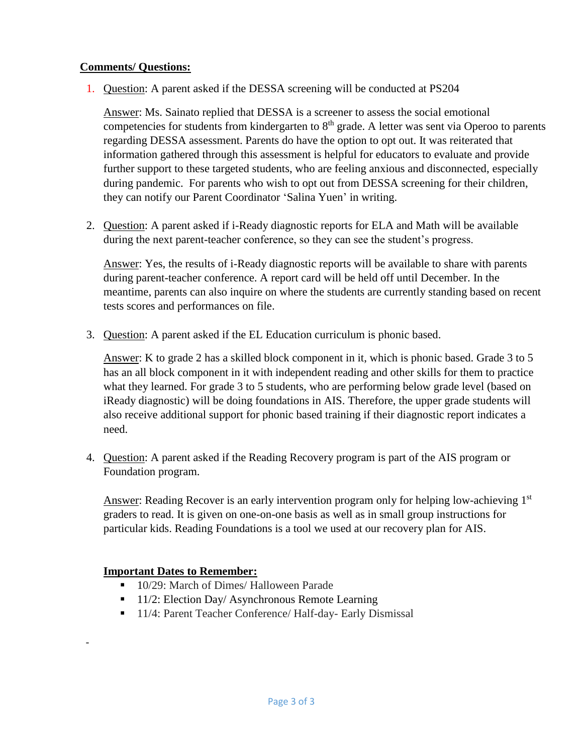**Comments/ Questions:**

1. Question: A parent asked if the DESSA screening will be conducted at PS204

   Answer: Ms. Sainato replied that DESSA is a screener to assess the social emotional competencies for students from kindergarten to 8th grade. A letter was sent via Operoo to parents regarding DESSA assessment. Parents do have the option to opt out. It was reiterated that information gathered through this assessment is helpful for educators to evaluate and provide further support to these targeted students, who are feeling anxious and disconnected, especially during pandemic. For parents who wish to opt out from DESSA screening for their children, they can notify our Parent Coordinator 'Salina Yuen' in writing.

2. Question: A parent asked if i-Ready diagnostic reports for ELA and Math will be available during the next parent-teacher conference, so they can see the student's progress.

   Answer: Yes, the results of i-Ready diagnostic reports will be available to share with parents during parent-teacher conference. A report card will be held off until December. In the meantime, parents can also inquire on where the students are currently standing based on recent tests scores and performances on file.

3. Question: A parent asked if the EL Education curriculum is phonic based.

   Answer: K to grade 2 has a skilled block component in it, which is phonic based. Grade 3 to 5 has an all block component in it with independent reading and other skills for them to practice what they learned. For grade 3 to 5 students, who are performing below grade level (based on iReady diagnostic) will be doing foundations in AIS. Therefore, the upper grade students will also receive additional support for phonic based training if their diagnostic report indicates a need.

4. Question: A parent asked if the Reading Recovery program is part of the AIS program or Foundation program.

   Answer: Reading Recover is an early intervention program only for helping low-achieving 1st graders to read. It is given on one-on-one basis as well as in small group instructions for particular kids. Reading Foundations is a tool we used at our recovery plan for AIS.

**Important Dates to Remember:**

- 10/29: March of Dimes/ Halloween Parade
- 11/2: Election Day/ Asynchronous Remote Learning
- 11/4: Parent Teacher Conference/ Half-day- Early Dismissal

-